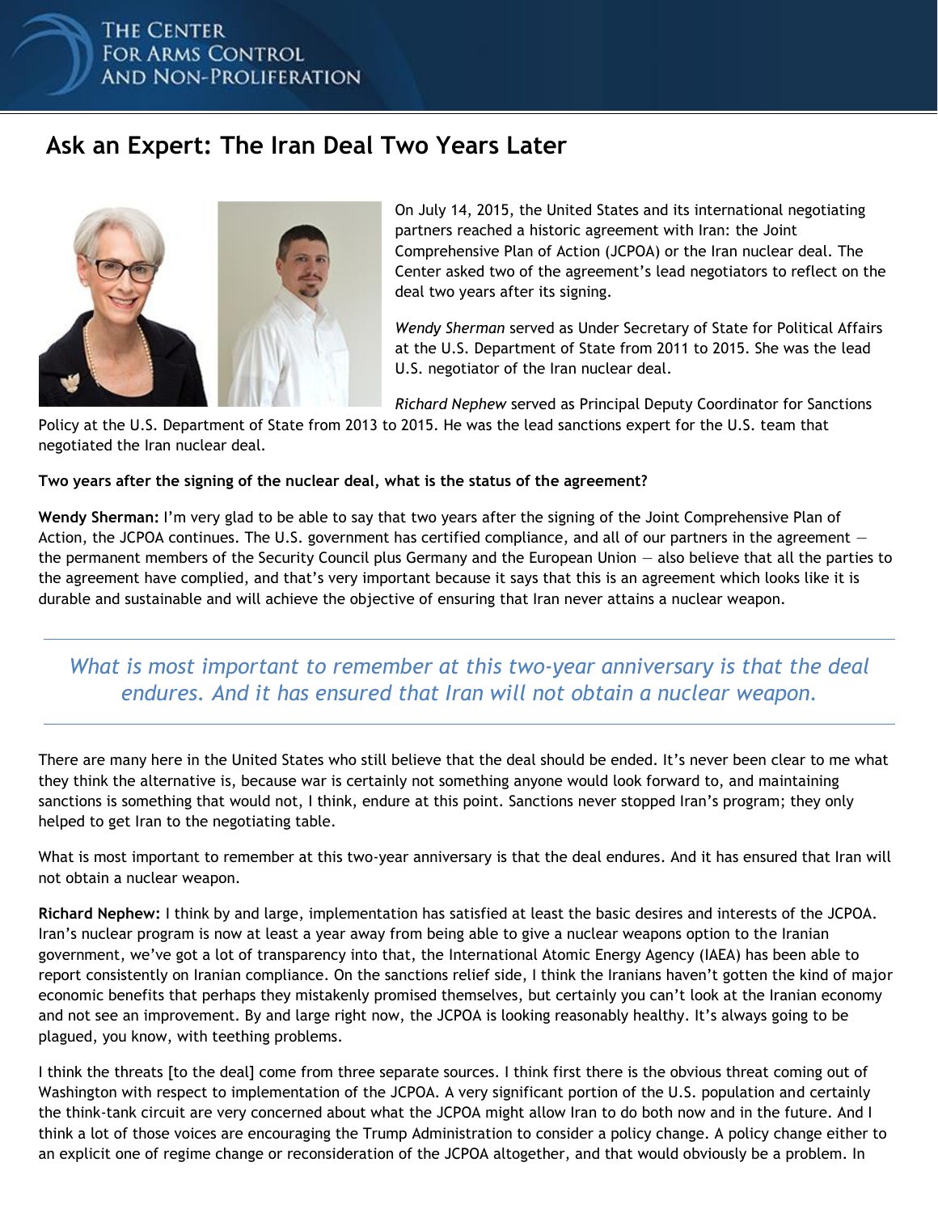# Ask an Expert: The Iran Deal Two Years Later

On July 14, 2015, the United States and its international negotiating partners reached a historic agreement with Iran: the Joint Comprehensive Plan of Action (JCPOA) or the Iran nuclear deal. The Center asked two of the agreement's lead negotiators to reflect on the deal two years after its signing.

*Wendy Sherman* served as Under Secretary of State for Political Affairs at the U.S. Department of State from 2011 to 2015. She was the lead U.S. negotiator of the Iran nuclear deal.

*Richard Nephew* served as Principal Deputy Coordinator for Sanctions Policy at the U.S. Department of State from 2013 to 2015. He was the lead sanctions expert for the U.S. team that negotiated the Iran nuclear deal.

**Two years after the signing of the nuclear deal, what is the status of the agreement?**

**Wendy Sherman:** I'm very glad to be able to say that two years after the signing of the Joint Comprehensive Plan of Action, the JCPOA continues. The U.S. government has certified compliance, and all of our partners in the agreement — the permanent members of the Security Council plus Germany and the European Union — also believe that all the parties to the agreement have complied, and that's very important because it says that this is an agreement which looks like it is durable and sustainable and will achieve the objective of ensuring that Iran never attains a nuclear weapon.

> *What is most important to remember at this two-year anniversary is that the deal endures. And it has ensured that Iran will not obtain a nuclear weapon.*

There are many here in the United States who still believe that the deal should be ended. It's never been clear to me what they think the alternative is, because war is certainly not something anyone would look forward to, and maintaining sanctions is something that would not, I think, endure at this point. Sanctions never stopped Iran's program; they only helped to get Iran to the negotiating table.

What is most important to remember at this two-year anniversary is that the deal endures. And it has ensured that Iran will not obtain a nuclear weapon.

**Richard Nephew:** I think by and large, implementation has satisfied at least the basic desires and interests of the JCPOA. Iran's nuclear program is now at least a year away from being able to give a nuclear weapons option to the Iranian government, we've got a lot of transparency into that, the International Atomic Energy Agency (IAEA) has been able to report consistently on Iranian compliance. On the sanctions relief side, I think the Iranians haven't gotten the kind of major economic benefits that perhaps they mistakenly promised themselves, but certainly you can't look at the Iranian economy and not see an improvement. By and large right now, the JCPOA is looking reasonably healthy. It's always going to be plagued, you know, with teething problems.

I think the threats [to the deal] come from three separate sources. I think first there is the obvious threat coming out of Washington with respect to implementation of the JCPOA. A very significant portion of the U.S. population and certainly the think-tank circuit are very concerned about what the JCPOA might allow Iran to do both now and in the future. And I think a lot of those voices are encouraging the Trump Administration to consider a policy change. A policy change either to an explicit one of regime change or reconsideration of the JCPOA altogether, and that would obviously be a problem. In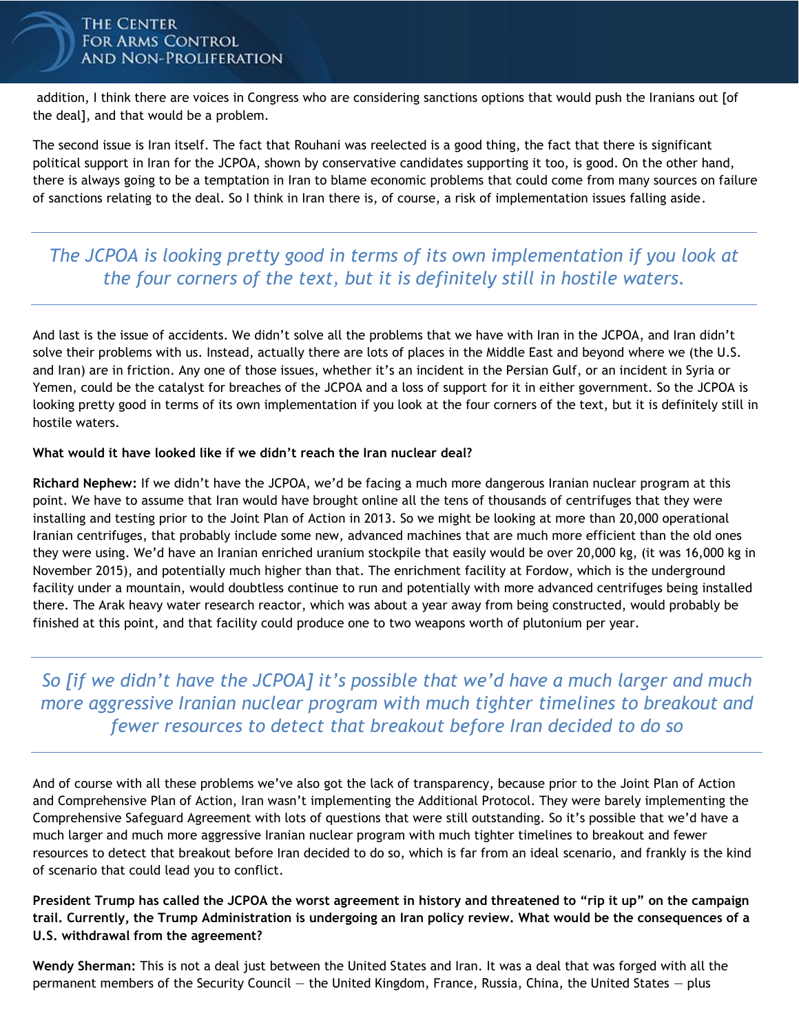addition, I think there are voices in Congress who are considering sanctions options that would push the Iranians out [of the deal], and that would be a problem.

The second issue is Iran itself. The fact that Rouhani was reelected is a good thing, the fact that there is significant political support in Iran for the JCPOA, shown by conservative candidates supporting it too, is good. On the other hand, there is always going to be a temptation in Iran to blame economic problems that could come from many sources on failure of sanctions relating to the deal. So I think in Iran there is, of course, a risk of implementation issues falling aside.

---

*The JCPOA is looking pretty good in terms of its own implementation if you look at the four corners of the text, but it is definitely still in hostile waters.*

---

And last is the issue of accidents. We didn't solve all the problems that we have with Iran in the JCPOA, and Iran didn't solve their problems with us. Instead, actually there are lots of places in the Middle East and beyond where we (the U.S. and Iran) are in friction. Any one of those issues, whether it's an incident in the Persian Gulf, or an incident in Syria or Yemen, could be the catalyst for breaches of the JCPOA and a loss of support for it in either government. So the JCPOA is looking pretty good in terms of its own implementation if you look at the four corners of the text, but it is definitely still in hostile waters.

**What would it have looked like if we didn't reach the Iran nuclear deal?**

**Richard Nephew:** If we didn't have the JCPOA, we'd be facing a much more dangerous Iranian nuclear program at this point. We have to assume that Iran would have brought online all the tens of thousands of centrifuges that they were installing and testing prior to the Joint Plan of Action in 2013. So we might be looking at more than 20,000 operational Iranian centrifuges, that probably include some new, advanced machines that are much more efficient than the old ones they were using. We'd have an Iranian enriched uranium stockpile that easily would be over 20,000 kg, (it was 16,000 kg in November 2015), and potentially much higher than that. The enrichment facility at Fordow, which is the underground facility under a mountain, would doubtless continue to run and potentially with more advanced centrifuges being installed there. The Arak heavy water research reactor, which was about a year away from being constructed, would probably be finished at this point, and that facility could produce one to two weapons worth of plutonium per year.

---

*So [if we didn't have the JCPOA] it's possible that we'd have a much larger and much more aggressive Iranian nuclear program with much tighter timelines to breakout and fewer resources to detect that breakout before Iran decided to do so*

---

And of course with all these problems we've also got the lack of transparency, because prior to the Joint Plan of Action and Comprehensive Plan of Action, Iran wasn't implementing the Additional Protocol. They were barely implementing the Comprehensive Safeguard Agreement with lots of questions that were still outstanding. So it's possible that we'd have a much larger and much more aggressive Iranian nuclear program with much tighter timelines to breakout and fewer resources to detect that breakout before Iran decided to do so, which is far from an ideal scenario, and frankly is the kind of scenario that could lead you to conflict.

**President Trump has called the JCPOA the worst agreement in history and threatened to "rip it up" on the campaign trail. Currently, the Trump Administration is undergoing an Iran policy review. What would be the consequences of a U.S. withdrawal from the agreement?**

**Wendy Sherman:** This is not a deal just between the United States and Iran. It was a deal that was forged with all the permanent members of the Security Council — the United Kingdom, France, Russia, China, the United States — plus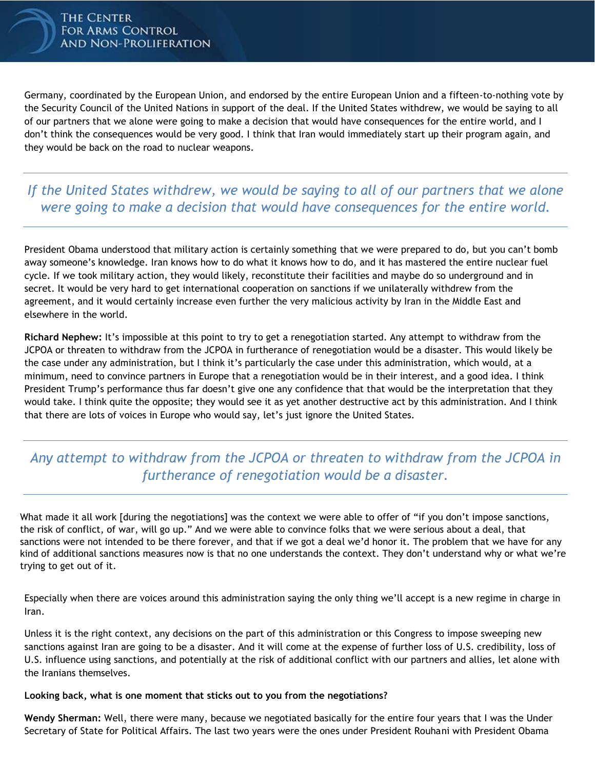Germany, coordinated by the European Union, and endorsed by the entire European Union and a fifteen-to-nothing vote by the Security Council of the United Nations in support of the deal. If the United States withdrew, we would be saying to all of our partners that we alone were going to make a decision that would have consequences for the entire world, and I don't think the consequences would be very good. I think that Iran would immediately start up their program again, and they would be back on the road to nuclear weapons.

---

*If the United States withdrew, we would be saying to all of our partners that we alone were going to make a decision that would have consequences for the entire world.*

---

President Obama understood that military action is certainly something that we were prepared to do, but you can't bomb away someone's knowledge. Iran knows how to do what it knows how to do, and it has mastered the entire nuclear fuel cycle. If we took military action, they would likely, reconstitute their facilities and maybe do so underground and in secret. It would be very hard to get international cooperation on sanctions if we unilaterally withdrew from the agreement, and it would certainly increase even further the very malicious activity by Iran in the Middle East and elsewhere in the world.

**Richard Nephew:** It's impossible at this point to try to get a renegotiation started. Any attempt to withdraw from the JCPOA or threaten to withdraw from the JCPOA in furtherance of renegotiation would be a disaster. This would likely be the case under any administration, but I think it's particularly the case under this administration, which would, at a minimum, need to convince partners in Europe that a renegotiation would be in their interest, and a good idea. I think President Trump's performance thus far doesn't give one any confidence that that would be the interpretation that they would take. I think quite the opposite; they would see it as yet another destructive act by this administration. And I think that there are lots of voices in Europe who would say, let's just ignore the United States.

---

*Any attempt to withdraw from the JCPOA or threaten to withdraw from the JCPOA in furtherance of renegotiation would be a disaster.*

---

What made it all work [during the negotiations] was the context we were able to offer of "if you don't impose sanctions, the risk of conflict, of war, will go up." And we were able to convince folks that we were serious about a deal, that sanctions were not intended to be there forever, and that if we got a deal we'd honor it. The problem that we have for any kind of additional sanctions measures now is that no one understands the context. They don't understand why or what we're trying to get out of it.

Especially when there are voices around this administration saying the only thing we'll accept is a new regime in charge in Iran.

Unless it is the right context, any decisions on the part of this administration or this Congress to impose sweeping new sanctions against Iran are going to be a disaster. And it will come at the expense of further loss of U.S. credibility, loss of U.S. influence using sanctions, and potentially at the risk of additional conflict with our partners and allies, let alone with the Iranians themselves.

**Looking back, what is one moment that sticks out to you from the negotiations?**

**Wendy Sherman:** Well, there were many, because we negotiated basically for the entire four years that I was the Under Secretary of State for Political Affairs. The last two years were the ones under President Rouhani with President Obama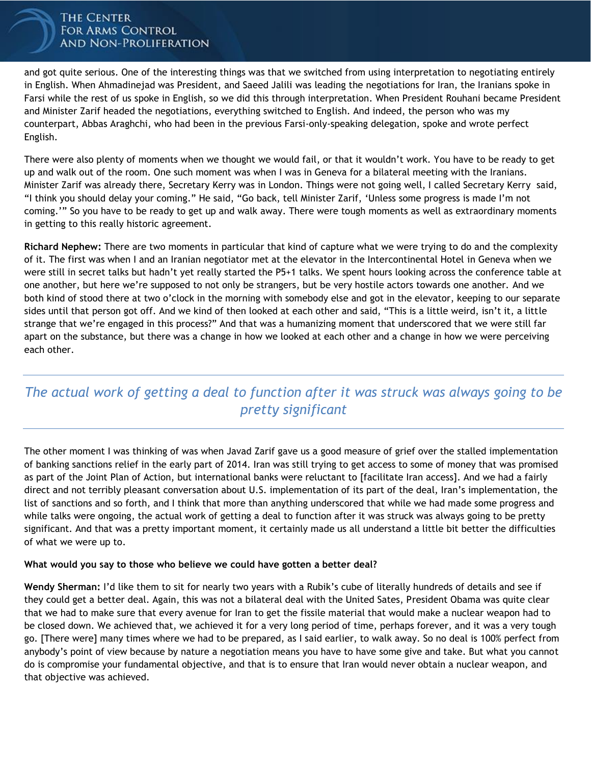and got quite serious. One of the interesting things was that we switched from using interpretation to negotiating entirely in English. When Ahmadinejad was President, and Saeed Jalili was leading the negotiations for Iran, the Iranians spoke in Farsi while the rest of us spoke in English, so we did this through interpretation. When President Rouhani became President and Minister Zarif headed the negotiations, everything switched to English. And indeed, the person who was my counterpart, Abbas Araghchi, who had been in the previous Farsi-only-speaking delegation, spoke and wrote perfect English.

There were also plenty of moments when we thought we would fail, or that it wouldn't work. You have to be ready to get up and walk out of the room. One such moment was when I was in Geneva for a bilateral meeting with the Iranians. Minister Zarif was already there, Secretary Kerry was in London. Things were not going well, I called Secretary Kerry said, "I think you should delay your coming." He said, "Go back, tell Minister Zarif, 'Unless some progress is made I'm not coming.'" So you have to be ready to get up and walk away. There were tough moments as well as extraordinary moments in getting to this really historic agreement.

**Richard Nephew:** There are two moments in particular that kind of capture what we were trying to do and the complexity of it. The first was when I and an Iranian negotiator met at the elevator in the Intercontinental Hotel in Geneva when we were still in secret talks but hadn't yet really started the P5+1 talks. We spent hours looking across the conference table at one another, but here we're supposed to not only be strangers, but be very hostile actors towards one another. And we both kind of stood there at two o'clock in the morning with somebody else and got in the elevator, keeping to our separate sides until that person got off. And we kind of then looked at each other and said, "This is a little weird, isn't it, a little strange that we're engaged in this process?" And that was a humanizing moment that underscored that we were still far apart on the substance, but there was a change in how we looked at each other and a change in how we were perceiving each other.

*The actual work of getting a deal to function after it was struck was always going to be pretty significant*

The other moment I was thinking of was when Javad Zarif gave us a good measure of grief over the stalled implementation of banking sanctions relief in the early part of 2014. Iran was still trying to get access to some of money that was promised as part of the Joint Plan of Action, but international banks were reluctant to [facilitate Iran access]. And we had a fairly direct and not terribly pleasant conversation about U.S. implementation of its part of the deal, Iran's implementation, the list of sanctions and so forth, and I think that more than anything underscored that while we had made some progress and while talks were ongoing, the actual work of getting a deal to function after it was struck was always going to be pretty significant. And that was a pretty important moment, it certainly made us all understand a little bit better the difficulties of what we were up to.

**What would you say to those who believe we could have gotten a better deal?**

**Wendy Sherman:** I'd like them to sit for nearly two years with a Rubik's cube of literally hundreds of details and see if they could get a better deal. Again, this was not a bilateral deal with the United Sates, President Obama was quite clear that we had to make sure that every avenue for Iran to get the fissile material that would make a nuclear weapon had to be closed down. We achieved that, we achieved it for a very long period of time, perhaps forever, and it was a very tough go. [There were] many times where we had to be prepared, as I said earlier, to walk away. So no deal is 100% perfect from anybody's point of view because by nature a negotiation means you have to have some give and take. But what you cannot do is compromise your fundamental objective, and that is to ensure that Iran would never obtain a nuclear weapon, and that objective was achieved.